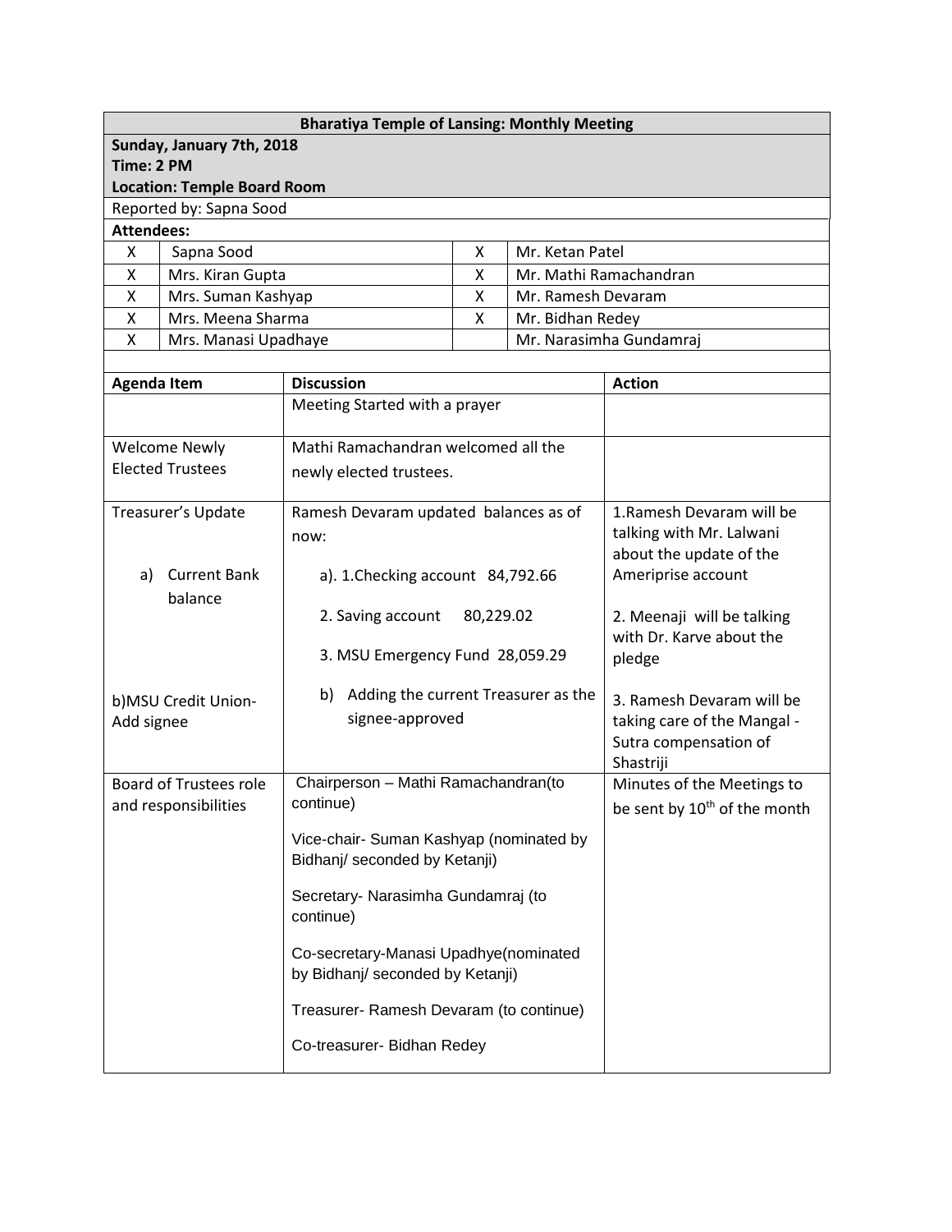| **Bharatiya Temple of Lansing: Monthly Meeting** | | | |
|---|---|---|---|
| **Sunday, January 7th, 2018**<br>**Time: 2 PM**<br>**Location: Temple Board Room** | | | |
| Reported by: Sapna Sood | | | |
| **Attendees:** | | | |
| X | Sapna Sood | X | Mr. Ketan Patel |
| X | Mrs. Kiran Gupta | X | Mr. Mathi Ramachandran |
| X | Mrs. Suman Kashyap | X | Mr. Ramesh Devaram |
| X | Mrs. Meena Sharma | X | Mr. Bidhan Redey |
| X | Mrs. Manasi Upadhaye | | Mr. Narasimha Gundamraj |

| Agenda Item | Discussion | Action |
|---|---|---|
| | Meeting Started with a prayer | |
| Welcome Newly Elected Trustees | Mathi Ramachandran welcomed all the newly elected trustees. | |
| Treasurer's Update<br><br>a) Current Bank balance<br><br>b)MSU Credit Union-Add signee | Ramesh Devaram updated balances as of now:<br><br>a). 1.Checking account 84,792.66<br><br>2. Saving account 80,229.02<br><br>3. MSU Emergency Fund 28,059.29<br><br>b) Adding the current Treasurer as the signee-approved | 1.Ramesh Devaram will be talking with Mr. Lalwani about the update of the Ameriprise account<br><br>2. Meenaji will be talking with Dr. Karve about the pledge<br><br>3. Ramesh Devaram will be taking care of the Mangal -Sutra compensation of Shastriji |
| Board of Trustees role and responsibilities | Chairperson – Mathi Ramachandran(to continue)<br><br>Vice-chair- Suman Kashyap (nominated by Bidhanj/ seconded by Ketanji)<br><br>Secretary- Narasimha Gundamraj (to continue)<br><br>Co-secretary-Manasi Upadhye(nominated by Bidhanj/ seconded by Ketanji)<br><br>Treasurer- Ramesh Devaram (to continue)<br><br>Co-treasurer- Bidhan Redey | Minutes of the Meetings to be sent by 10th of the month |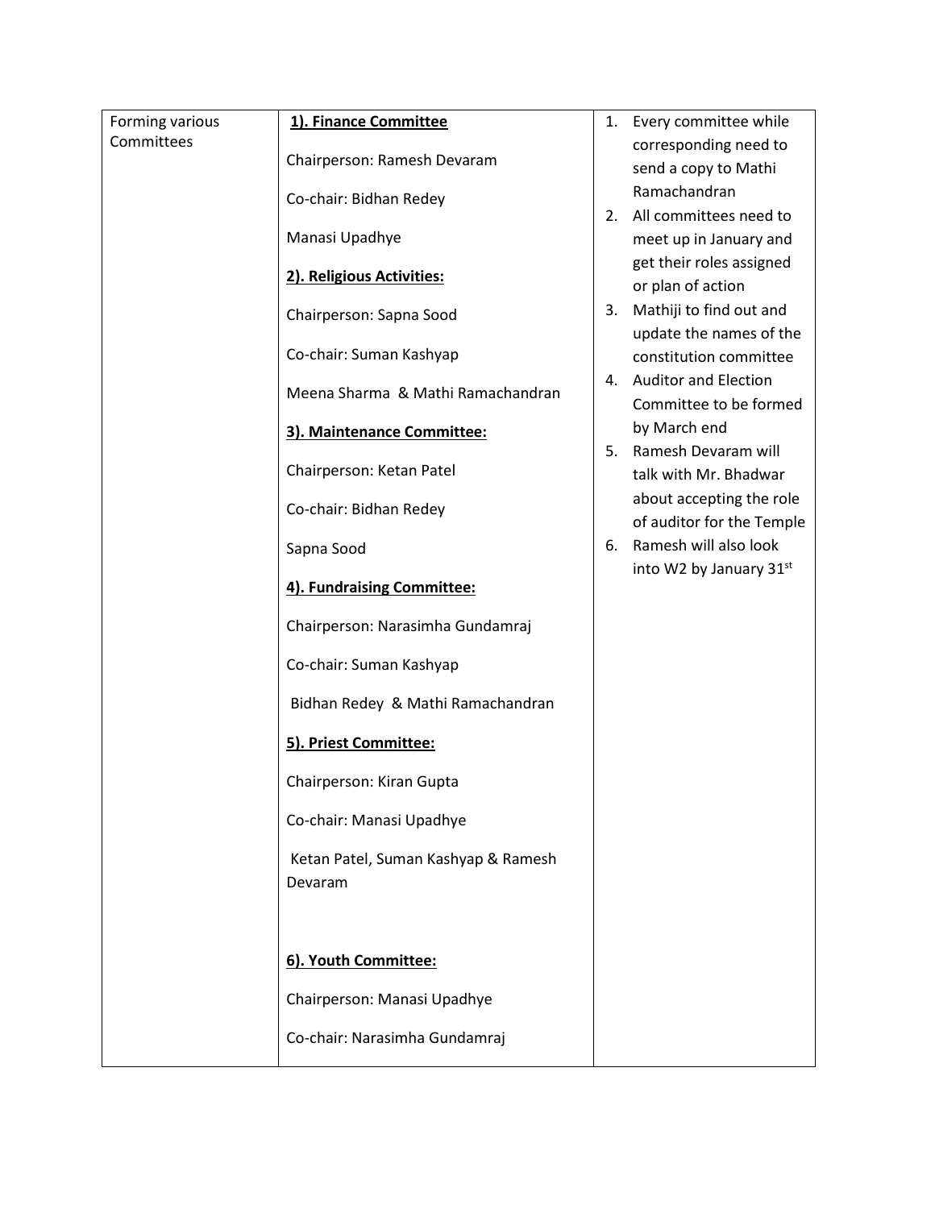| Forming various Committees | **1). Finance Committee**<br><br>Chairperson: Ramesh Devaram<br><br>Co-chair: Bidhan Redey<br><br>Manasi Upadhye<br><br>**2). Religious Activities:**<br><br>Chairperson: Sapna Sood<br><br>Co-chair: Suman Kashyap<br><br>Meena Sharma & Mathi Ramachandran<br><br>**3). Maintenance Committee:**<br><br>Chairperson: Ketan Patel<br><br>Co-chair: Bidhan Redey<br><br>Sapna Sood<br><br>**4). Fundraising Committee:**<br><br>Chairperson: Narasimha Gundamraj<br><br>Co-chair: Suman Kashyap<br><br>Bidhan Redey & Mathi Ramachandran<br><br>**5). Priest Committee:**<br><br>Chairperson: Kiran Gupta<br><br>Co-chair: Manasi Upadhye<br><br>Ketan Patel, Suman Kashyap & Ramesh Devaram<br><br>**6). Youth Committee:**<br><br>Chairperson: Manasi Upadhye<br><br>Co-chair: Narasimha Gundamraj | 1. Every committee while corresponding need to send a copy to Mathi Ramachandran<br>2. All committees need to meet up in January and get their roles assigned or plan of action<br>3. Mathiji to find out and update the names of the constitution committee<br>4. Auditor and Election Committee to be formed by March end<br>5. Ramesh Devaram will talk with Mr. Bhadwar about accepting the role of auditor for the Temple<br>6. Ramesh will also look into W2 by January 31st |
| --- | --- | --- |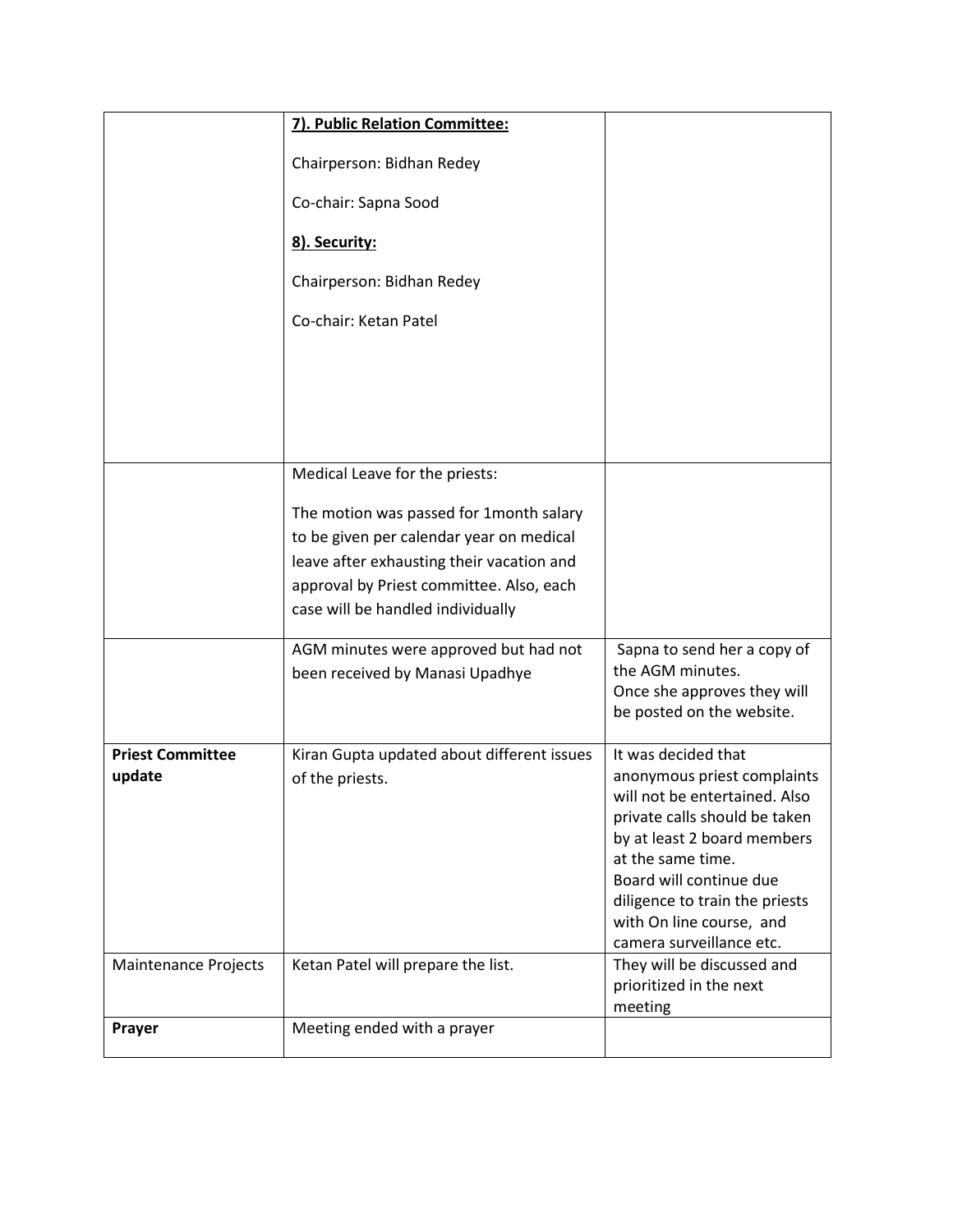| | | |
|---|---|---|
| | **7). Public Relation Committee:**<br><br>Chairperson: Bidhan Redey<br><br>Co-chair: Sapna Sood<br><br>**8). Security:**<br><br>Chairperson: Bidhan Redey<br><br>Co-chair: Ketan Patel | |
| | Medical Leave for the priests:<br><br>The motion was passed for 1month salary to be given per calendar year on medical leave after exhausting their vacation and approval by Priest committee. Also, each case will be handled individually | |
| | AGM minutes were approved but had not been received by Manasi Upadhye | Sapna to send her a copy of the AGM minutes.<br>Once she approves they will be posted on the website. |
| **Priest Committee update** | Kiran Gupta updated about different issues of the priests. | It was decided that anonymous priest complaints will not be entertained. Also private calls should be taken by at least 2 board members at the same time.<br>Board will continue due diligence to train the priests with On line course, and camera surveillance etc. |
| Maintenance Projects | Ketan Patel will prepare the list. | They will be discussed and prioritized in the next meeting |
| **Prayer** | Meeting ended with a prayer | |